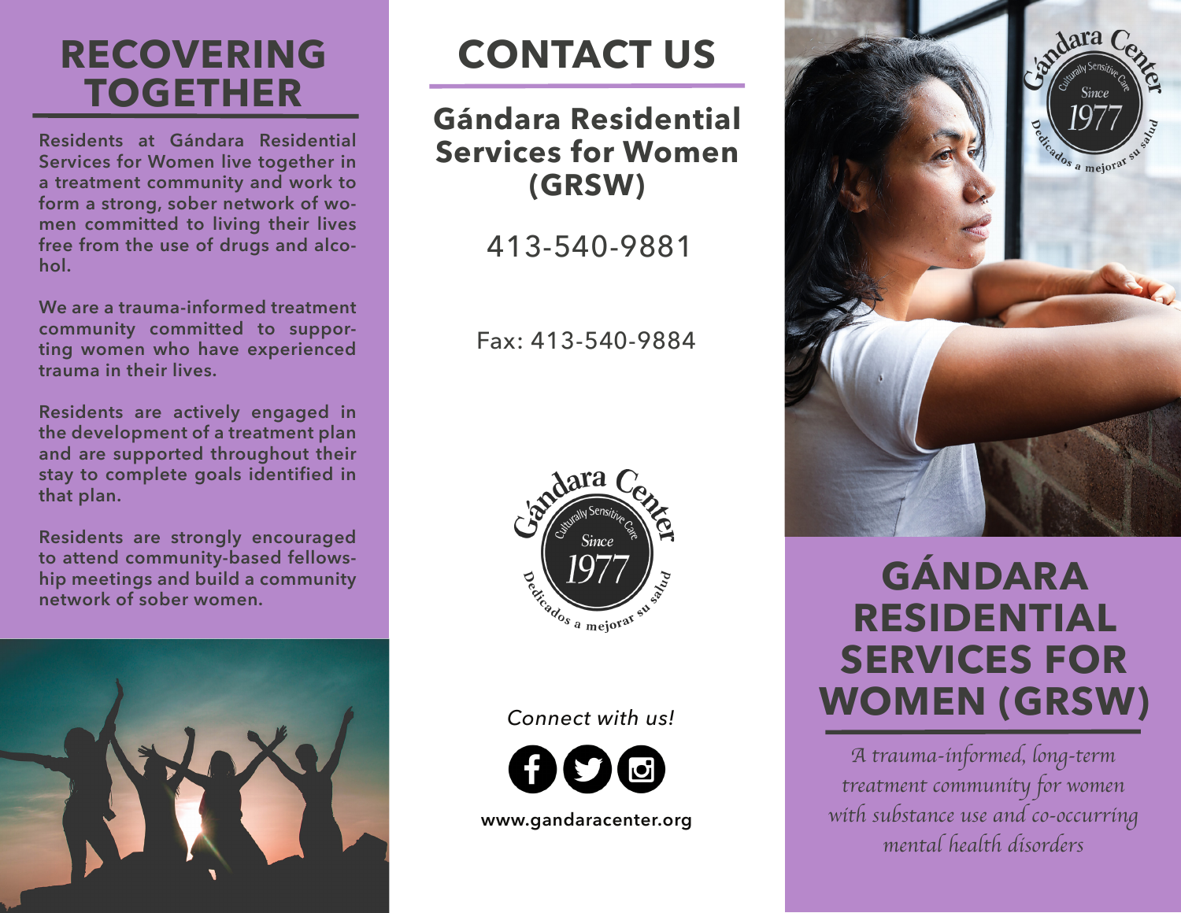# RECOVERING TOGETHER

Residents at Gándara Residential Services for Women live together in a treatment community and work to form a strong, sober network of women committed to living their lives free from the use of drugs and alcohol.

We are a trauma-informed treatment community committed to supporting women who have experienced trauma in their lives.

Residents are actively engaged in the development of a treatment plan and are supported throughout their stay to complete goals identified in that plan.

Residents are strongly encouraged to attend community-based fellowship meetings and build a community network of sober women.

# CONTACT US

## Gándara Residential Services for Women (GRSW)

413-540-9881

Fax: 413-540-9884

Gándara Center
Culturally Sensitive Care
Since 1977
Dedicados a mejorar su salud

*Connect with us!*

**www.gandaracenter.org**

Gándara Center
Culturally Sensitive Care
Since 1977
Dedicados a mejorar su salud

# GÁNDARA RESIDENTIAL SERVICES FOR WOMEN (GRSW)

*A trauma-informed, long-term treatment community for women with substance use and co-occurring mental health disorders*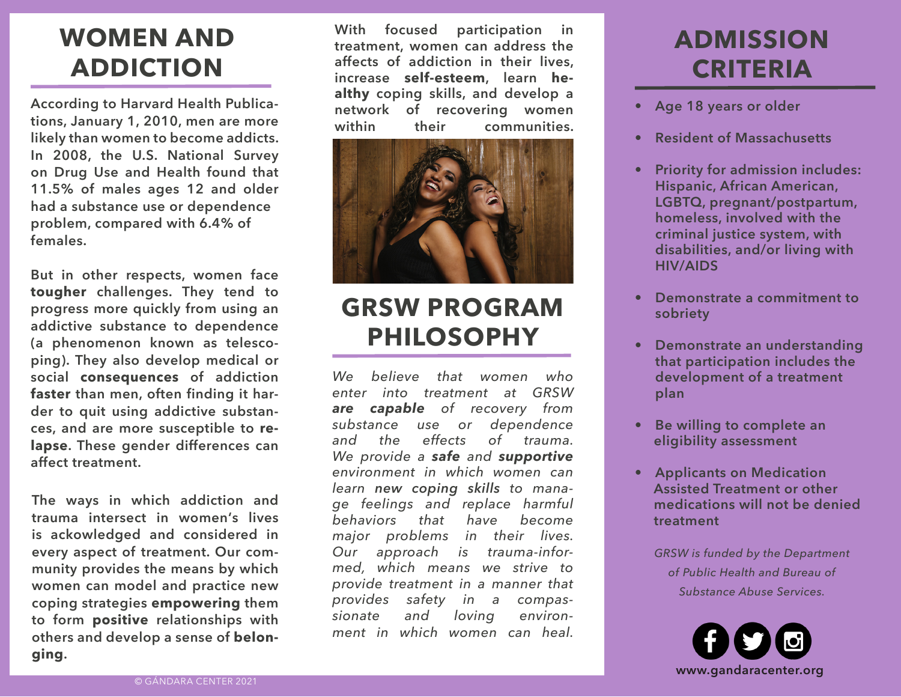# WOMEN AND ADDICTION

According to Harvard Health Publications, January 1, 2010, men are more likely than women to become addicts. In 2008, the U.S. National Survey on Drug Use and Health found that 11.5% of males ages 12 and older had a substance use or dependence problem, compared with 6.4% of females.

But in other respects, women face **tougher** challenges. They tend to progress more quickly from using an addictive substance to dependence (a phenomenon known as telescoping). They also develop medical or social **consequences** of addiction **faster** than men, often finding it harder to quit using addictive substances, and are more susceptible to **relapse**. These gender differences can affect treatment.

The ways in which addiction and trauma intersect in women's lives is ackowledged and considered in every aspect of treatment. Our community provides the means by which women can model and practice new coping strategies **empowering** them to form **positive** relationships with others and develop a sense of **belonging**.

With focused participation in treatment, women can address the affects of addiction in their lives, increase **self-esteem**, learn **healthy** coping skills, and develop a network of recovering women within their communities.

# GRSW PROGRAM PHILOSOPHY

*We believe that women who enter into treatment at GRSW **are capable** of recovery from substance use or dependence and the effects of trauma. We provide a **safe** and **supportive** environment in which women can learn **new coping skills** to manage feelings and replace harmful behaviors that have become major problems in their lives. Our approach is trauma-informed, which means we strive to provide treatment in a manner that provides safety in a compassionate and loving environment in which women can heal.*

# ADMISSION CRITERIA

- Age 18 years or older
- Resident of Massachusetts
- Priority for admission includes: Hispanic, African American, LGBTQ, pregnant/postpartum, homeless, involved with the criminal justice system, with disabilities, and/or living with HIV/AIDS
- Demonstrate a commitment to sobriety
- Demonstrate an understanding that participation includes the development of a treatment plan
- Be willing to complete an eligibility assessment
- Applicants on Medication Assisted Treatment or other medications will not be denied treatment

*GRSW is funded by the Department of Public Health and Bureau of Substance Abuse Services.*

www.gandaracenter.org

© GÁNDARA CENTER 2021